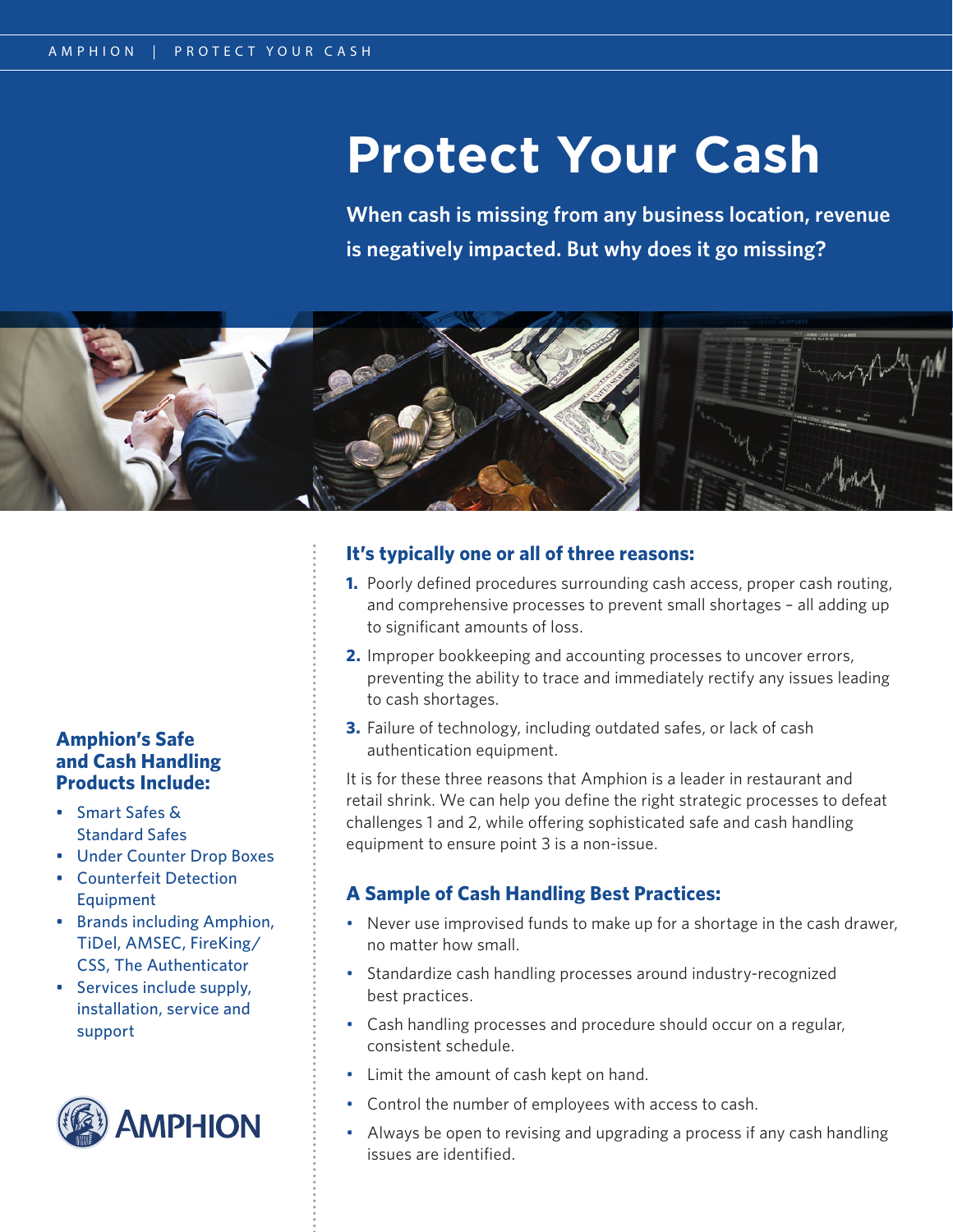# Protect Your Cash

**When cash is missing from any business location, revenue is negatively impacted. But why does it go missing?**

## It's typically one or all of three reasons:

1. Poorly defined procedures surrounding cash access, proper cash routing, and comprehensive processes to prevent small shortages – all adding up to significant amounts of loss.
2. Improper bookkeeping and accounting processes to uncover errors, preventing the ability to trace and immediately rectify any issues leading to cash shortages.
3. Failure of technology, including outdated safes, or lack of cash authentication equipment.

It is for these three reasons that Amphion is a leader in restaurant and retail shrink. We can help you define the right strategic processes to defeat challenges 1 and 2, while offering sophisticated safe and cash handling equipment to ensure point 3 is a non-issue.

## A Sample of Cash Handling Best Practices:

- Never use improvised funds to make up for a shortage in the cash drawer, no matter how small.
- Standardize cash handling processes around industry-recognized best practices.
- Cash handling processes and procedure should occur on a regular, consistent schedule.
- Limit the amount of cash kept on hand.
- Control the number of employees with access to cash.
- Always be open to revising and upgrading a process if any cash handling issues are identified.

### Amphion's Safe and Cash Handling Products Include:

- Smart Safes & Standard Safes
- Under Counter Drop Boxes
- Counterfeit Detection Equipment
- Brands including Amphion, TiDel, AMSEC, FireKing/CSS, The Authenticator
- Services include supply, installation, service and support

AMPHION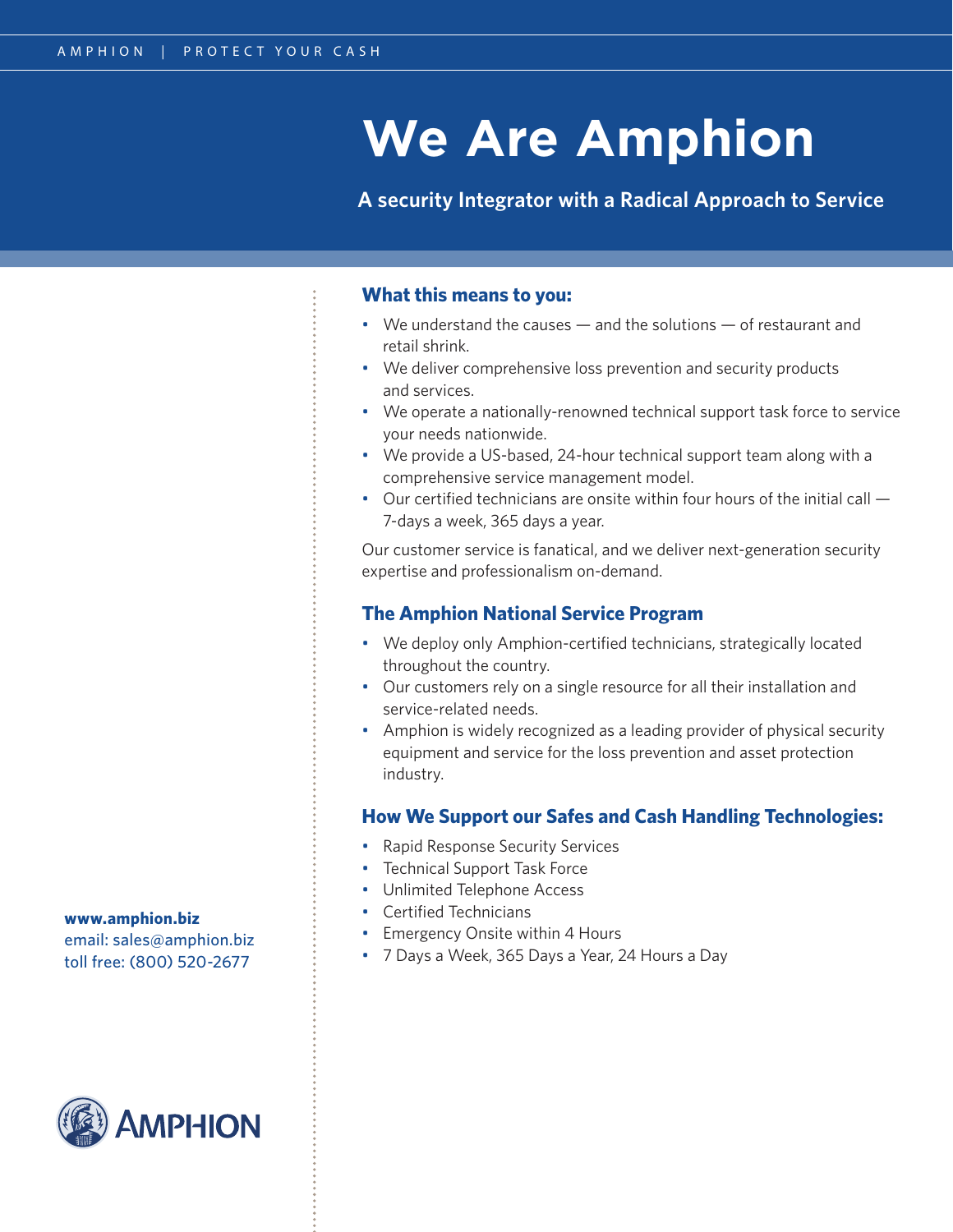AMPHION | PROTECT YOUR CASH

# We Are Amphion

**A security Integrator with a Radical Approach to Service**

## What this means to you:

- We understand the causes — and the solutions — of restaurant and retail shrink.
- We deliver comprehensive loss prevention and security products and services.
- We operate a nationally-renowned technical support task force to service your needs nationwide.
- We provide a US-based, 24-hour technical support team along with a comprehensive service management model.
- Our certified technicians are onsite within four hours of the initial call — 7-days a week, 365 days a year.

Our customer service is fanatical, and we deliver next-generation security expertise and professionalism on-demand.

## The Amphion National Service Program

- We deploy only Amphion-certified technicians, strategically located throughout the country.
- Our customers rely on a single resource for all their installation and service-related needs.
- Amphion is widely recognized as a leading provider of physical security equipment and service for the loss prevention and asset protection industry.

## How We Support our Safes and Cash Handling Technologies:

- Rapid Response Security Services
- Technical Support Task Force
- Unlimited Telephone Access
- Certified Technicians
- Emergency Onsite within 4 Hours
- 7 Days a Week, 365 Days a Year, 24 Hours a Day

**www.amphion.biz**
email: sales@amphion.biz
toll free: (800) 520-2677

AMPHION